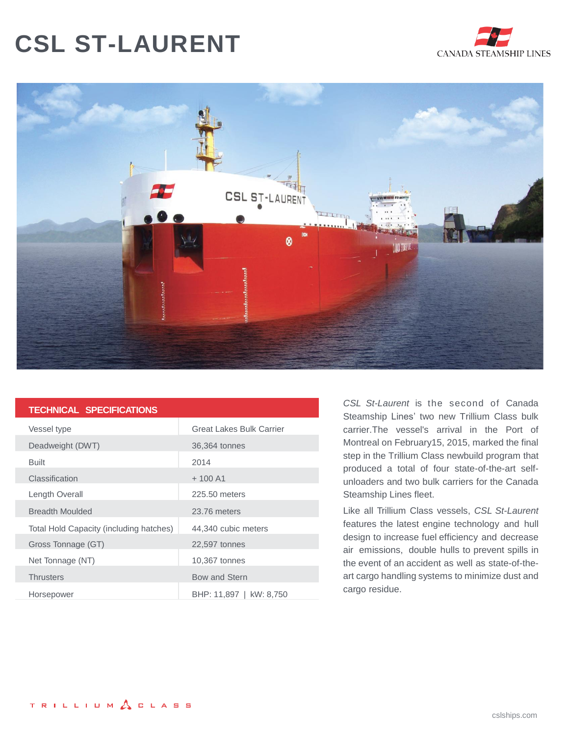# CSL ST-LAURENT

CANADA STEAMSHIP LINES

| TECHNICAL SPECIFICATIONS | |
|---|---|
| Vessel type | Great Lakes Bulk Carrier |
| Deadweight (DWT) | 36,364 tonnes |
| Built | 2014 |
| Classification | + 100 A1 |
| Length Overall | 225.50 meters |
| Breadth Moulded | 23.76 meters |
| Total Hold Capacity (including hatches) | 44,340 cubic meters |
| Gross Tonnage (GT) | 22,597 tonnes |
| Net Tonnage (NT) | 10,367 tonnes |
| Thrusters | Bow and Stern |
| Horsepower | BHP: 11,897 \| kW: 8,750 |

*CSL St-Laurent* is the second of Canada Steamship Lines' two new Trillium Class bulk carrier.The vessel's arrival in the Port of Montreal on February15, 2015, marked the final step in the Trillium Class newbuild program that produced a total of four state-of-the-art self-unloaders and two bulk carriers for the Canada Steamship Lines fleet.

Like all Trillium Class vessels, *CSL St-Laurent* features the latest engine technology and hull design to increase fuel efficiency and decrease air emissions, double hulls to prevent spills in the event of an accident as well as state-of-the-art cargo handling systems to minimize dust and cargo residue.

TRILLIUM CLASS

cslships.com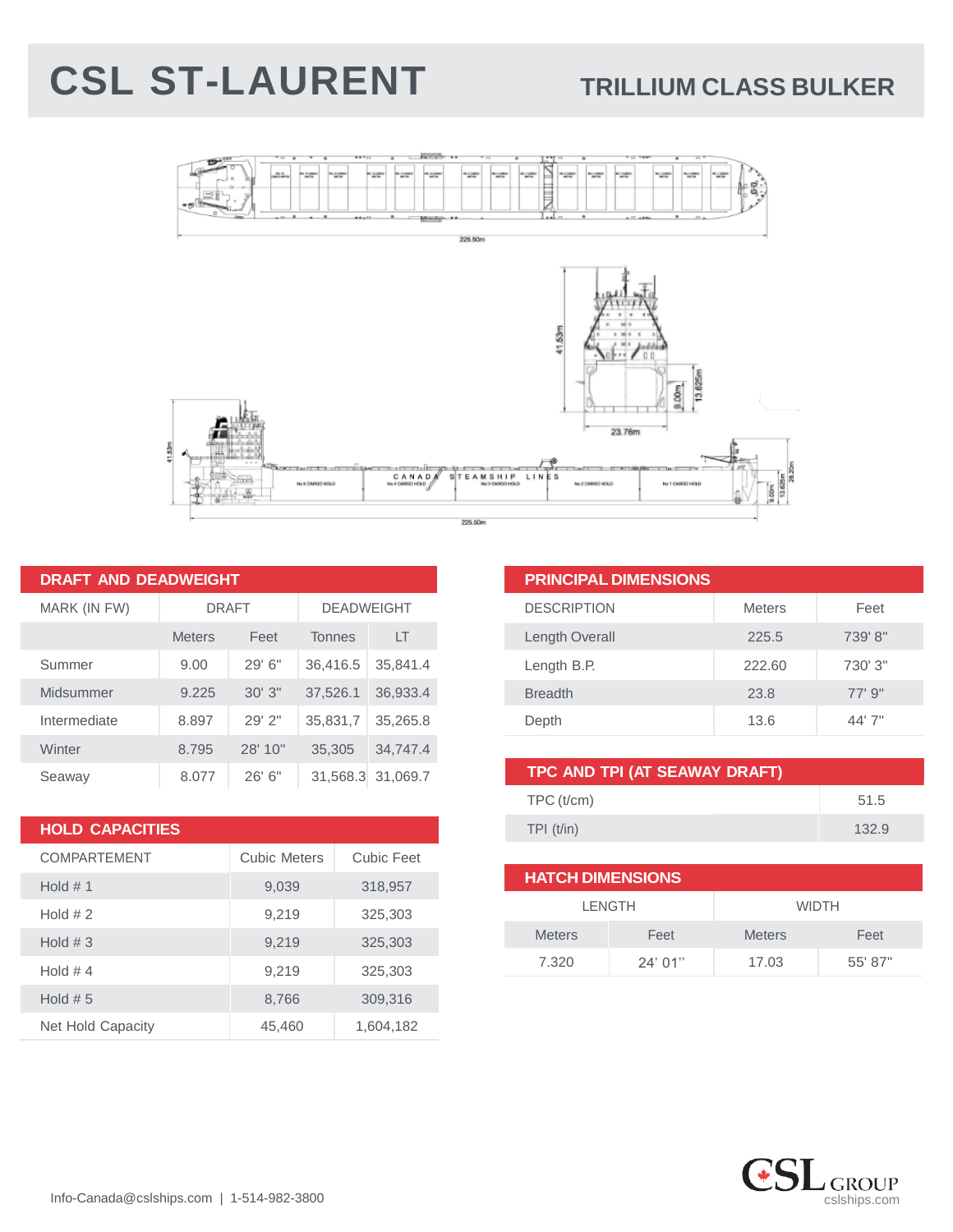# CSL ST-LAURENT

## TRILLIUM CLASS BULKER

225.50m

41.53m

23.76m

9.00m

13.625m

CANADA STEAMSHIP LINES

No 5 CARGO HOLD

No 4 CARGO HOLD

No 3 CARGO HOLD

No 2 CARGO HOLD

No 1 CARGO HOLD

28.20m

## DRAFT AND DEADWEIGHT

| MARK (IN FW) | DRAFT | | DEADWEIGHT | |
|---|---|---|---|---|
| | Meters | Feet | Tonnes | LT |
| Summer | 9.00 | 29' 6" | 36,416.5 | 35,841.4 |
| Midsummer | 9.225 | 30' 3" | 37,526.1 | 36,933.4 |
| Intermediate | 8.897 | 29' 2" | 35,831,7 | 35,265.8 |
| Winter | 8.795 | 28' 10" | 35,305 | 34,747.4 |
| Seaway | 8.077 | 26' 6" | 31,568.3 | 31,069.7 |

## HOLD CAPACITIES

| COMPARTEMENT | Cubic Meters | Cubic Feet |
|---|---|---|
| Hold # 1 | 9,039 | 318,957 |
| Hold # 2 | 9,219 | 325,303 |
| Hold # 3 | 9,219 | 325,303 |
| Hold # 4 | 9,219 | 325,303 |
| Hold # 5 | 8,766 | 309,316 |
| Net Hold Capacity | 45,460 | 1,604,182 |

## PRINCIPAL DIMENSIONS

| DESCRIPTION | Meters | Feet |
|---|---|---|
| Length Overall | 225.5 | 739' 8" |
| Length B.P. | 222.60 | 730' 3" |
| Breadth | 23.8 | 77' 9" |
| Depth | 13.6 | 44' 7" |

## TPC AND TPI (AT SEAWAY DRAFT)

| | |
|---|---|
| TPC (t/cm) | 51.5 |
| TPI (t/in) | 132.9 |

## HATCH DIMENSIONS

| LENGTH | | WIDTH | |
|---|---|---|---|
| Meters | Feet | Meters | Feet |
| 7.320 | 24' 01" | 17.03 | 55' 87" |

Info-Canada@cslships.com | 1-514-982-3800

CSL GROUP
cslships.com